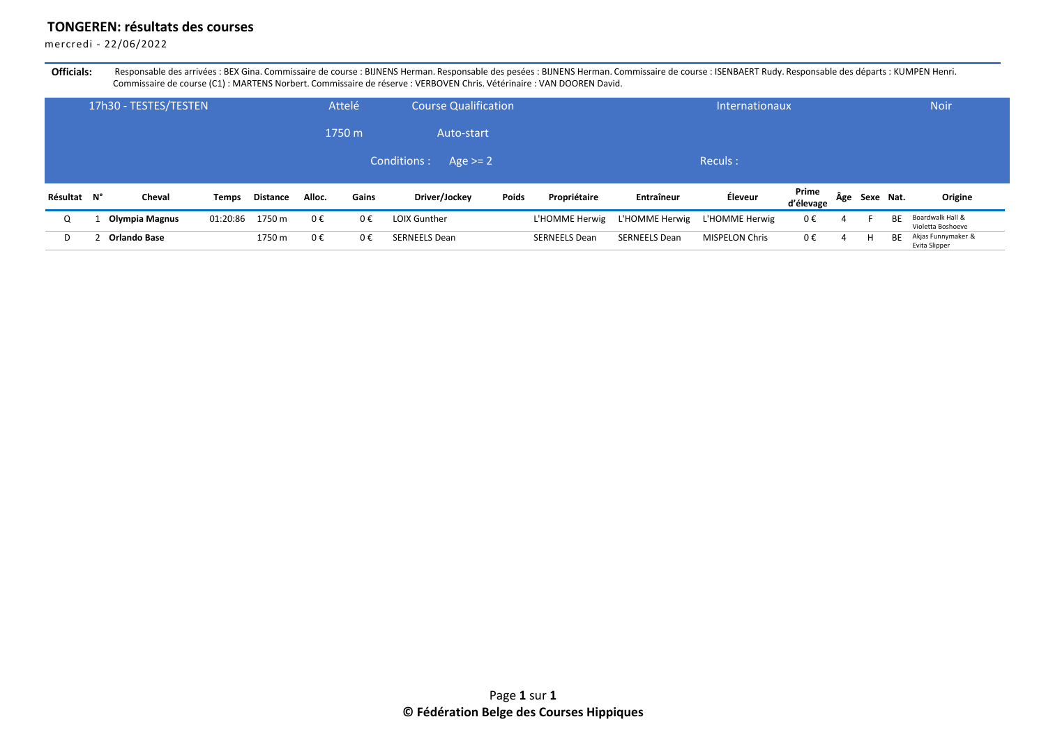# TONGEREN: résultats des courses

mercredi - 22/06/2022

**Officials:** Responsable des arrivées : BEX Gina. Commissaire de course : BIJNENS Herman. Responsable des pesées : BIJNENS Herman. Commissaire de course : ISENBAERT Rudy. Responsable des départs : KUMPEN Henri. Commissaire de course (C1) : MARTENS Norbert. Commissaire de réserve : VERBOVEN Chris. Vétérinaire : VAN DOOREN David.

| 17h30 - TESTES/TESTEN | Attelé | Course Qualification | Internationaux | Noir |
|---|---|---|---|---|
| | 1750 m | Auto-start | | |
| | | Conditions : Age >= 2 | Reculs : | |

| Résultat | N° | Cheval | Temps | Distance | Alloc. | Gains | Driver/Jockey | Poids | Propriétaire | Entraîneur | Éleveur | Prime d'élevage | Âge | Sexe | Nat. | Origine |
|---|---|---|---|---|---|---|---|---|---|---|---|---|---|---|---|---|
| Q | 1 | **Olympia Magnus** | 01:20:86 | 1750 m | 0 € | 0 € | LOIX Gunther | | L'HOMME Herwig | L'HOMME Herwig | L'HOMME Herwig | 0 € | 4 | F | BE | Boardwalk Hall & Violetta Boshoeve |
| D | 2 | **Orlando Base** | | 1750 m | 0 € | 0 € | SERNEELS Dean | | SERNEELS Dean | SERNEELS Dean | MISPELON Chris | 0 € | 4 | H | BE | Akjas Funnymaker & Evita Slipper |

© Fédération Belge des Courses Hippiques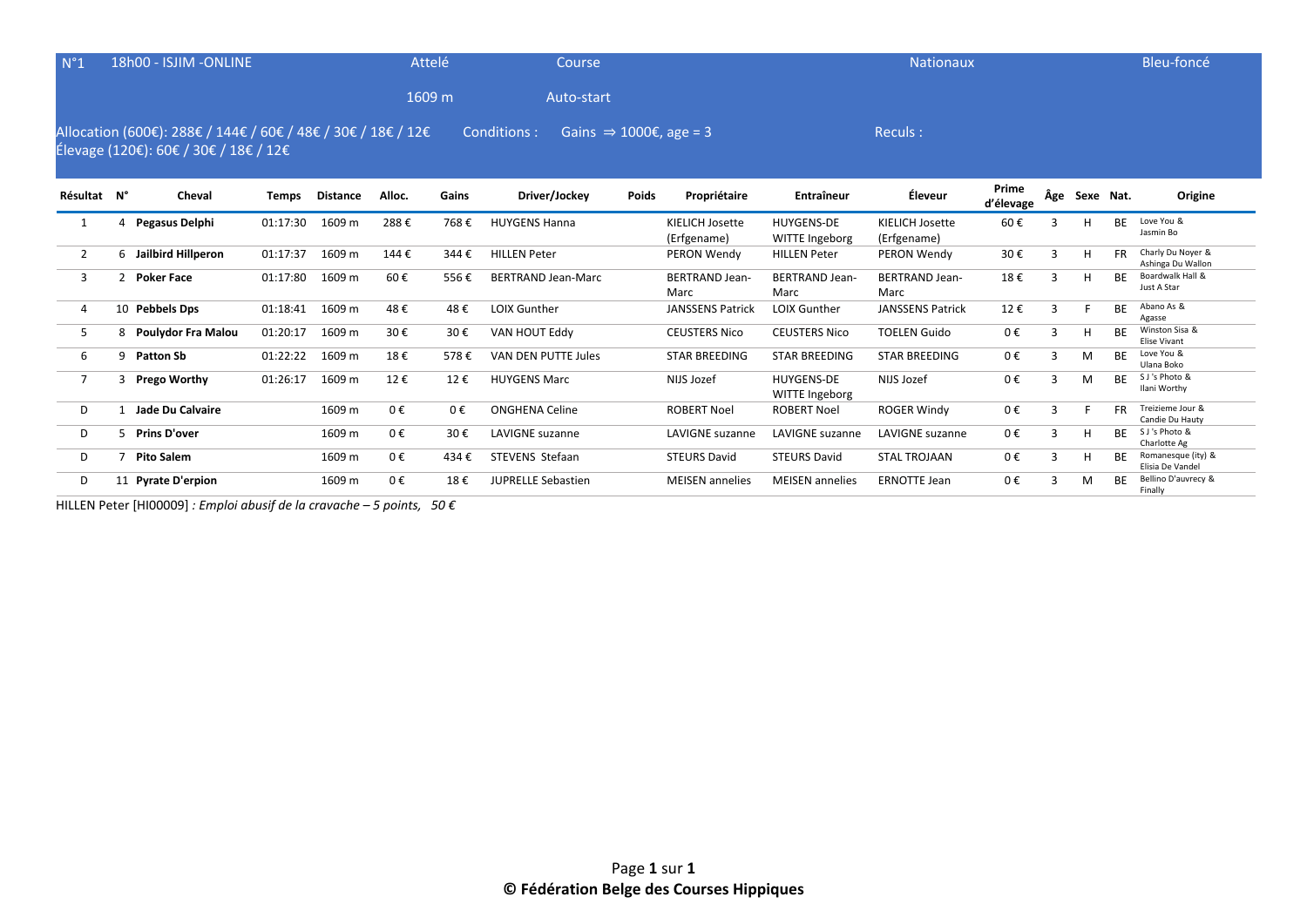| N°1 | 18h00 - ISJIM -ONLINE | Attelé | Course | Nationaux | Bleu-foncé |
|---|---|---|---|---|---|
| | | 1609 m | Auto-start | | |

Allocation (600€): 288€ / 144€ / 60€ / 48€ / 30€ / 18€ / 12€
Élevage (120€): 60€ / 30€ / 18€ / 12€

Conditions : Gains ⇒ 1000€, age = 3

Reculs :

| Résultat | N° | Cheval | Temps | Distance | Alloc. | Gains | Driver/Jockey | Poids | Propriétaire | Entraîneur | Éleveur | Prime d'élevage | Âge | Sexe | Nat. | Origine |
|---|---|---|---|---|---|---|---|---|---|---|---|---|---|---|---|---|
| 1 | 4 | **Pegasus Delphi** | 01:17:30 | 1609 m | 288 € | 768 € | HUYGENS Hanna | | KIELICH Josette (Erfgename) | HUYGENS-DE WITTE Ingeborg | KIELICH Josette (Erfgename) | 60 € | 3 | H | BE | Love You & Jasmin Bo |
| 2 | 6 | **Jailbird Hillperon** | 01:17:37 | 1609 m | 144 € | 344 € | HILLEN Peter | | PERON Wendy | HILLEN Peter | PERON Wendy | 30 € | 3 | H | FR | Charly Du Noyer & Ashinga Du Wallon |
| 3 | 2 | **Poker Face** | 01:17:80 | 1609 m | 60 € | 556 € | BERTRAND Jean-Marc | | BERTRAND Jean-Marc | BERTRAND Jean-Marc | BERTRAND Jean-Marc | 18 € | 3 | H | BE | Boardwalk Hall & Just A Star |
| 4 | 10 | **Pebbels Dps** | 01:18:41 | 1609 m | 48 € | 48 € | LOIX Gunther | | JANSSENS Patrick | LOIX Gunther | JANSSENS Patrick | 12 € | 3 | F | BE | Abano As & Agasse |
| 5 | 8 | **Poulydor Fra Malou** | 01:20:17 | 1609 m | 30 € | 30 € | VAN HOUT Eddy | | CEUSTERS Nico | CEUSTERS Nico | TOELEN Guido | 0 € | 3 | H | BE | Winston Sisa & Elise Vivant |
| 6 | 9 | **Patton Sb** | 01:22:22 | 1609 m | 18 € | 578 € | VAN DEN PUTTE Jules | | STAR BREEDING | STAR BREEDING | STAR BREEDING | 0 € | 3 | M | BE | Love You & Ulana Boko |
| 7 | 3 | **Prego Worthy** | 01:26:17 | 1609 m | 12 € | 12 € | HUYGENS Marc | | NIJS Jozef | HUYGENS-DE WITTE Ingeborg | NIJS Jozef | 0 € | 3 | M | BE | S J 's Photo & Ilani Worthy |
| D | 1 | **Jade Du Calvaire** | | 1609 m | 0 € | 0 € | ONGHENA Celine | | ROBERT Noel | ROBERT Noel | ROGER Windy | 0 € | 3 | F | FR | Treizieme Jour & Candie Du Hauty |
| D | 5 | **Prins D'over** | | 1609 m | 0 € | 30 € | LAVIGNE suzanne | | LAVIGNE suzanne | LAVIGNE suzanne | LAVIGNE suzanne | 0 € | 3 | H | BE | S J 's Photo & Charlotte Ag |
| D | 7 | **Pito Salem** | | 1609 m | 0 € | 434 € | STEVENS Stefaan | | STEURS David | STEURS David | STAL TROJAAN | 0 € | 3 | H | BE | Romanesque (ity) & Elisia De Vandel |
| D | 11 | **Pyrate D'erpion** | | 1609 m | 0 € | 18 € | JUPRELLE Sebastien | | MEISEN annelies | MEISEN annelies | ERNOTTE Jean | 0 € | 3 | M | BE | Bellino D'auvrecy & Finally |

HILLEN Peter [HI00009] *: Emploi abusif de la cravache – 5 points, 50 €*

**© Fédération Belge des Courses Hippiques**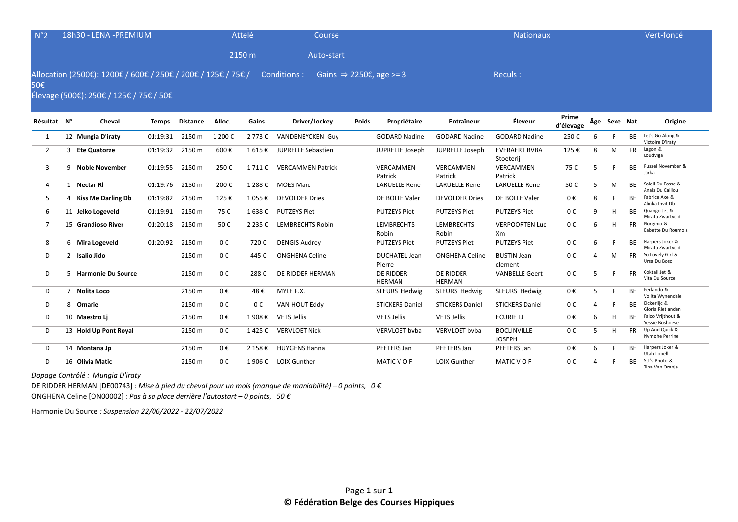| N°2 | 18h30 - LENA -PREMIUM | Attelé | Course | Nationaux | Vert-foncé |
|---|---|---|---|---|---|
| | | 2150 m | Auto-start | | |

Allocation (2500€): 1200€ / 600€ / 250€ / 200€ / 125€ / 75€ / 50€ Conditions : Gains ⇒ 2250€, age >= 3 Reculs :

Élevage (500€): 250€ / 125€ / 75€ / 50€

| Résultat | N° | Cheval | Temps | Distance | Alloc. | Gains | Driver/Jockey | Poids | Propriétaire | Entraîneur | Éleveur | Prime d'élevage | Âge | Sexe | Nat. | Origine |
|---|---|---|---|---|---|---|---|---|---|---|---|---|---|---|---|---|
| 1 | 12 | **Mungia D'iraty** | 01:19:31 | 2150 m | 1 200 € | 2 773 € | VANDENEYCKEN Guy | | GODARD Nadine | GODARD Nadine | GODARD Nadine | 250 € | 6 | F | BE | Let's Go Along & Victoire D'iraty |
| 2 | 3 | **Ete Quatorze** | 01:19:32 | 2150 m | 600 € | 1 615 € | JUPRELLE Sebastien | | JUPRELLE Joseph | JUPRELLE Joseph | EVERAERT BVBA Stoeterij | 125 € | 8 | M | FR | Lagon & Loudviga |
| 3 | 9 | **Noble November** | 01:19:55 | 2150 m | 250 € | 1 711 € | VERCAMMEN Patrick | | VERCAMMEN Patrick | VERCAMMEN Patrick | VERCAMMEN Patrick | 75 € | 5 | F | BE | Russel November & Jarka |
| 4 | 1 | **Nectar Rl** | 01:19:76 | 2150 m | 200 € | 1 288 € | MOES Marc | | LARUELLE Rene | LARUELLE Rene | LARUELLE Rene | 50 € | 5 | M | BE | Soleil Du Fosse & Anais Du Caillou |
| 5 | 4 | **Kiss Me Darling Db** | 01:19:82 | 2150 m | 125 € | 1 055 € | DEVOLDER Dries | | DE BOLLE Valer | DEVOLDER Dries | DE BOLLE Valer | 0 € | 8 | F | BE | Fabrice Axe & Alinka Invit Db |
| 6 | 11 | **Jelko Logeveld** | 01:19:91 | 2150 m | 75 € | 1 638 € | PUTZEYS Piet | | PUTZEYS Piet | PUTZEYS Piet | PUTZEYS Piet | 0 € | 9 | H | BE | Quango Jet & Mirata Zwartveld |
| 7 | 15 | **Grandioso River** | 01:20:18 | 2150 m | 50 € | 2 235 € | LEMBRECHTS Robin | | LEMBRECHTS Robin | LEMBRECHTS Robin | VERPOORTEN Luc Xm | 0 € | 6 | H | FR | Norginio & Babette Du Roumois |
| 8 | 6 | **Mira Logeveld** | 01:20:92 | 2150 m | 0 € | 720 € | DENGIS Audrey | | PUTZEYS Piet | PUTZEYS Piet | PUTZEYS Piet | 0 € | 6 | F | BE | Harpers Joker & Mirata Zwartveld |
| D | 2 | **Isalio Jido** | | 2150 m | 0 € | 445 € | ONGHENA Celine | | DUCHATEL Jean Pierre | ONGHENA Celine | BUSTIN Jean-clement | 0 € | 4 | M | FR | So Lovely Girl & Ursa Du Bosc |
| D | 5 | **Harmonie Du Source** | | 2150 m | 0 € | 288 € | DE RIDDER HERMAN | | DE RIDDER HERMAN | DE RIDDER HERMAN | VANBELLE Geert | 0 € | 5 | F | FR | Coktail Jet & Vita Du Source |
| D | 7 | **Nolita Loco** | | 2150 m | 0 € | 48 € | MYLE F.X. | | SLEURS Hedwig | SLEURS Hedwig | SLEURS Hedwig | 0 € | 5 | F | BE | Perlando & Volita Wynendale |
| D | 8 | **Omarie** | | 2150 m | 0 € | 0 € | VAN HOUT Eddy | | STICKERS Daniel | STICKERS Daniel | STICKERS Daniel | 0 € | 4 | F | BE | Elckerlijc & Gloria Rietlanden |
| D | 10 | **Maestro Lj** | | 2150 m | 0 € | 1 908 € | VETS Jellis | | VETS Jellis | VETS Jellis | ECURIE LJ | 0 € | 6 | H | BE | Falco Vrijthout & Yessie Boshoeve |
| D | 13 | **Hold Up Pont Royal** | | 2150 m | 0 € | 1 425 € | VERVLOET Nick | | VERVLOET bvba | VERVLOET bvba | BOCLINVILLE JOSEPH | 0 € | 5 | H | FR | Up And Quick & Nymphe Perrine |
| D | 14 | **Montana Jp** | | 2150 m | 0 € | 2 158 € | HUYGENS Hanna | | PEETERS Jan | PEETERS Jan | PEETERS Jan | 0 € | 6 | F | BE | Harpers Joker & Utah Lobell |
| D | 16 | **Olivia Matic** | | 2150 m | 0 € | 1 906 € | LOIX Gunther | | MATIC V O F | LOIX Gunther | MATIC V O F | 0 € | 4 | F | BE | S J 's Photo & Tina Van Oranje |

*Dopage Contrôlé : Mungia D'iraty*

DE RIDDER HERMAN [DE00743] *: Mise à pied du cheval pour un mois (manque de maniabilité) – 0 points, 0 €*

ONGHENA Celine [ON00002] *: Pas à sa place derrière l'autostart – 0 points, 50 €*

Harmonie Du Source *: Suspension 22/06/2022 - 22/07/2022*

**© Fédération Belge des Courses Hippiques**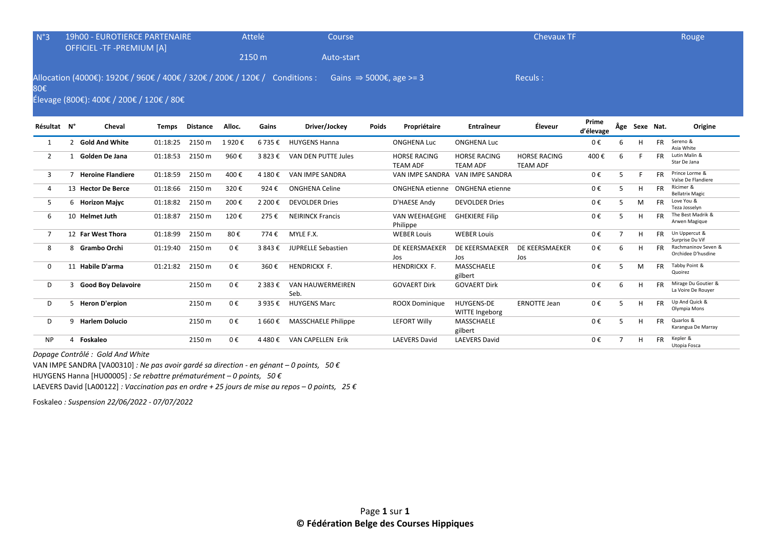N°3 | 19h00 - EUROTIERCE PARTENAIRE OFFICIEL -TF -PREMIUM [A] | Attelé 2150 m | Course Auto-start | Chevaux TF | Rouge

Allocation (4000€): 1920€ / 960€ / 400€ / 320€ / 200€ / 120€ / 80€ | Conditions : Gains ⇒ 5000€, age >= 3 | Reculs :

Élevage (800€): 400€ / 200€ / 120€ / 80€

| Résultat | N° | Cheval | Temps | Distance | Alloc. | Gains | Driver/Jockey | Poids | Propriétaire | Entraîneur | Éleveur | Prime d'élevage | Âge | Sexe | Nat. | Origine |
|---|---|---|---|---|---|---|---|---|---|---|---|---|---|---|---|---|
| 1 | 2 | **Gold And White** | 01:18:25 | 2150 m | 1 920 € | 6 735 € | HUYGENS Hanna | | ONGHENA Luc | ONGHENA Luc | | 0 € | 6 | H | FR | Sereno & Asia White |
| 2 | 1 | **Golden De Jana** | 01:18:53 | 2150 m | 960 € | 3 823 € | VAN DEN PUTTE Jules | | HORSE RACING TEAM ADF | HORSE RACING TEAM ADF | HORSE RACING TEAM ADF | 400 € | 6 | F | FR | Lutin Malin & Star De Jana |
| 3 | 7 | **Heroine Flandiere** | 01:18:59 | 2150 m | 400 € | 4 180 € | VAN IMPE SANDRA | | VAN IMPE SANDRA | VAN IMPE SANDRA | | 0 € | 5 | F | FR | Prince Lorme & Valse De Flandiere |
| 4 | 13 | **Hector De Berce** | 01:18:66 | 2150 m | 320 € | 924 € | ONGHENA Celine | | ONGHENA etienne | ONGHENA etienne | | 0 € | 5 | H | FR | Ricimer & Bellatrix Magic |
| 5 | 6 | **Horizon Majyc** | 01:18:82 | 2150 m | 200 € | 2 200 € | DEVOLDER Dries | | D'HAESE Andy | DEVOLDER Dries | | 0 € | 5 | M | FR | Love You & Teza Josselyn |
| 6 | 10 | **Helmet Juth** | 01:18:87 | 2150 m | 120 € | 275 € | NEIRINCK Francis | | VAN WEEHAEGHE Philippe | GHEKIERE Filip | | 0 € | 5 | H | FR | The Best Madrik & Arwen Magique |
| 7 | 12 | **Far West Thora** | 01:18:99 | 2150 m | 80 € | 774 € | MYLE F.X. | | WEBER Louis | WEBER Louis | | 0 € | 7 | H | FR | Un Uppercut & Surprise Du Vif |
| 8 | 8 | **Grambo Orchi** | 01:19:40 | 2150 m | 0 € | 3 843 € | JUPRELLE Sebastien | | DE KEERSMAEKER Jos | DE KEERSMAEKER Jos | DE KEERSMAEKER Jos | 0 € | 6 | H | FR | Rachmaninov Seven & Orchidee D'husdine |
| 0 | 11 | **Habile D'arma** | 01:21:82 | 2150 m | 0 € | 360 € | HENDRICKX F. | | HENDRICKX F. | MASSCHAELE gilbert | | 0 € | 5 | M | FR | Tabby Point & Quoirez |
| D | 3 | **Good Boy Delavoire** | | 2150 m | 0 € | 2 383 € | VAN HAUWERMEIREN Seb. | | GOVAERT Dirk | GOVAERT Dirk | | 0 € | 6 | H | FR | Mirage Du Goutier & La Voire De Rouyer |
| D | 5 | **Heron D'erpion** | | 2150 m | 0 € | 3 935 € | HUYGENS Marc | | ROOX Dominique | HUYGENS-DE WITTE Ingeborg | ERNOTTE Jean | 0 € | 5 | H | FR | Up And Quick & Olympia Mons |
| D | 9 | **Harlem Dolucio** | | 2150 m | 0 € | 1 660 € | MASSCHAELE Philippe | | LEFORT Willy | MASSCHAELE gilbert | | 0 € | 5 | H | FR | Quarlos & Karangua De Marray |
| NP | 4 | **Foskaleo** | | 2150 m | 0 € | 4 480 € | VAN CAPELLEN Erik | | LAEVERS David | LAEVERS David | | 0 € | 7 | H | FR | Kepler & Utopia Fosca |

*Dopage Contrôlé : Gold And White*

VAN IMPE SANDRA [VA00310] *: Ne pas avoir gardé sa direction - en gênant – 0 points, 50 €*

HUYGENS Hanna [HU00005] *: Se rebattre prématurément – 0 points, 50 €*

LAEVERS David [LA00122] *: Vaccination pas en ordre + 25 jours de mise au repos – 0 points, 25 €*

Foskaleo *: Suspension 22/06/2022 - 07/07/2022*

**© Fédération Belge des Courses Hippiques**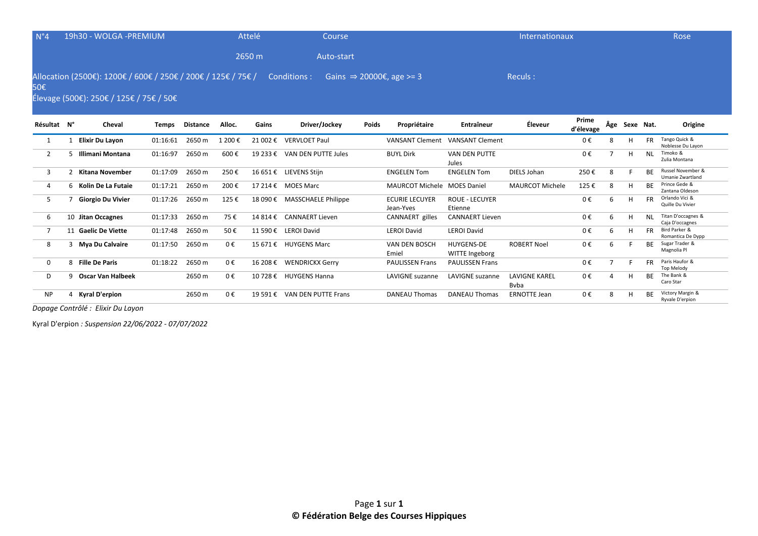N°4 19h30 - WOLGA -PREMIUM | Attelé | Course | Internationaux | Rose

2650 m | Auto-start

Allocation (2500€): 1200€ / 600€ / 250€ / 200€ / 125€ / 75€ / 50€ | Conditions : Gains ⇒ 20000€, age >= 3 | Reculs :

Élevage (500€): 250€ / 125€ / 75€ / 50€

| Résultat | N° | Cheval | Temps | Distance | Alloc. | Gains | Driver/Jockey | Poids | Propriétaire | Entraîneur | Éleveur | Prime d'élevage | Âge | Sexe | Nat. | Origine |
|---|---|---|---|---|---|---|---|---|---|---|---|---|---|---|---|---|
| 1 | 1 | **Elixir Du Layon** | 01:16:61 | 2650 m | 1 200 € | 21 002 € | VERVLOET Paul | | VANSANT Clement | VANSANT Clement | | 0 € | 8 | H | FR | Tango Quick & Noblesse Du Layon |
| 2 | 5 | **Illimani Montana** | 01:16:97 | 2650 m | 600 € | 19 233 € | VAN DEN PUTTE Jules | | BUYL Dirk | VAN DEN PUTTE Jules | | 0 € | 7 | H | NL | Timoko & Zulia Montana |
| 3 | 2 | **Kitana November** | 01:17:09 | 2650 m | 250 € | 16 651 € | LIEVENS Stijn | | ENGELEN Tom | ENGELEN Tom | DIELS Johan | 250 € | 8 | F | BE | Russel November & Umanie Zwartland |
| 4 | 6 | **Kolin De La Futaie** | 01:17:21 | 2650 m | 200 € | 17 214 € | MOES Marc | | MAURCOT Michele | MOES Daniel | MAURCOT Michele | 125 € | 8 | H | BE | Prince Gede & Zantana Oldeson |
| 5 | 7 | **Giorgio Du Vivier** | 01:17:26 | 2650 m | 125 € | 18 090 € | MASSCHAELE Philippe | | ECURIE LECUYER Jean-Yves | ROUE - LECUYER Etienne | | 0 € | 6 | H | FR | Orlando Vici & Quille Du Vivier |
| 6 | 10 | **Jitan Occagnes** | 01:17:33 | 2650 m | 75 € | 14 814 € | CANNAERT Lieven | | CANNAERT gilles | CANNAERT Lieven | | 0 € | 6 | H | NL | Titan D'occagnes & Caja D'occagnes |
| 7 | 11 | **Gaelic De Viette** | 01:17:48 | 2650 m | 50 € | 11 590 € | LEROI David | | LEROI David | LEROI David | | 0 € | 6 | H | FR | Bird Parker & Romantica De Dypp |
| 8 | 3 | **Mya Du Calvaire** | 01:17:50 | 2650 m | 0 € | 15 671 € | HUYGENS Marc | | VAN DEN BOSCH Emiel | HUYGENS-DE WITTE Ingeborg | ROBERT Noel | 0 € | 6 | F | BE | Sugar Trader & Magnolia Pl |
| 0 | 8 | **Fille De Paris** | 01:18:22 | 2650 m | 0 € | 16 208 € | WENDRICKX Gerry | | PAULISSEN Frans | PAULISSEN Frans | | 0 € | 7 | F | FR | Paris Haufor & Top Melody |
| D | 9 | **Oscar Van Halbeek** | | 2650 m | 0 € | 10 728 € | HUYGENS Hanna | | LAVIGNE suzanne | LAVIGNE suzanne | LAVIGNE KAREL Bvba | 0 € | 4 | H | BE | The Bank & Caro Star |
| NP | 4 | **Kyral D'erpion** | | 2650 m | 0 € | 19 591 € | VAN DEN PUTTE Frans | | DANEAU Thomas | DANEAU Thomas | ERNOTTE Jean | 0 € | 8 | H | BE | Victory Margin & Ryvale D'erpion |

*Dopage Contrôlé : Elixir Du Layon*

Kyral D'erpion *: Suspension 22/06/2022 - 07/07/2022*

**© Fédération Belge des Courses Hippiques**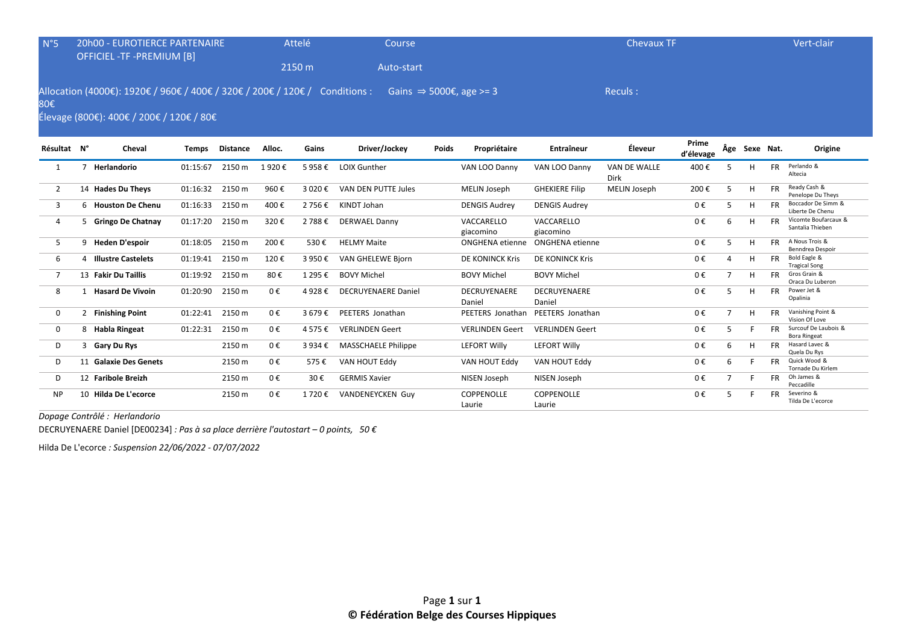| N°5 | 20h00 - EUROTIERCE PARTENAIRE OFFICIEL -TF -PREMIUM [B] | Attelé 2150 m | Course Auto-start | Chevaux TF | Vert-clair |
|---|---|---|---|---|---|

Allocation (4000€): 1920€ / 960€ / 400€ / 320€ / 200€ / 120€ / 80€ Conditions : Gains ⇒ 5000€, age >= 3 Reculs :

Élevage (800€): 400€ / 200€ / 120€ / 80€

| Résultat | N° | Cheval | Temps | Distance | Alloc. | Gains | Driver/Jockey | Poids | Propriétaire | Entraîneur | Éleveur | Prime d'élevage | Âge | Sexe | Nat. | Origine |
|---|---|---|---|---|---|---|---|---|---|---|---|---|---|---|---|---|
| 1 | 7 | **Herlandorio** | 01:15:67 | 2150 m | 1 920 € | 5 958 € | LOIX Gunther | | VAN LOO Danny | VAN LOO Danny | VAN DE WALLE Dirk | 400 € | 5 | H | FR | Perlando & Altecia |
| 2 | 14 | **Hades Du Theys** | 01:16:32 | 2150 m | 960 € | 3 020 € | VAN DEN PUTTE Jules | | MELIN Joseph | GHEKIERE Filip | MELIN Joseph | 200 € | 5 | H | FR | Ready Cash & Penelope Du Theys |
| 3 | 6 | **Houston De Chenu** | 01:16:33 | 2150 m | 400 € | 2 756 € | KINDT Johan | | DENGIS Audrey | DENGIS Audrey | | 0 € | 5 | H | FR | Boccador De Simm & Liberte De Chenu |
| 4 | 5 | **Gringo De Chatnay** | 01:17:20 | 2150 m | 320 € | 2 788 € | DERWAEL Danny | | VACCARELLO giacomino | VACCARELLO giacomino | | 0 € | 6 | H | FR | Vicomte Boufarcaux & Santalia Thieben |
| 5 | 9 | **Heden D'espoir** | 01:18:05 | 2150 m | 200 € | 530 € | HELMY Maite | | ONGHENA etienne | ONGHENA etienne | | 0 € | 5 | H | FR | A Nous Trois & Benndrea Despoir |
| 6 | 4 | **Illustre Castelets** | 01:19:41 | 2150 m | 120 € | 3 950 € | VAN GHELEWE Bjorn | | DE KONINCK Kris | DE KONINCK Kris | | 0 € | 4 | H | FR | Bold Eagle & Tragical Song |
| 7 | 13 | **Fakir Du Taillis** | 01:19:92 | 2150 m | 80 € | 1 295 € | BOVY Michel | | BOVY Michel | BOVY Michel | | 0 € | 7 | H | FR | Gros Grain & Oraca Du Luberon |
| 8 | 1 | **Hasard De Vivoin** | 01:20:90 | 2150 m | 0 € | 4 928 € | DECRUYENAERE Daniel | | DECRUYENAERE Daniel | DECRUYENAERE Daniel | | 0 € | 5 | H | FR | Power Jet & Opalinia |
| 0 | 2 | **Finishing Point** | 01:22:41 | 2150 m | 0 € | 3 679 € | PEETERS Jonathan | | PEETERS Jonathan | PEETERS Jonathan | | 0 € | 7 | H | FR | Vanishing Point & Vision Of Love |
| 0 | 8 | **Habla Ringeat** | 01:22:31 | 2150 m | 0 € | 4 575 € | VERLINDEN Geert | | VERLINDEN Geert | VERLINDEN Geert | | 0 € | 5 | F | FR | Surcouf De Laubois & Bora Ringeat |
| D | 3 | **Gary Du Rys** | | 2150 m | 0 € | 3 934 € | MASSCHAELE Philippe | | LEFORT Willy | LEFORT Willy | | 0 € | 6 | H | FR | Hasard Lavec & Quela Du Rys |
| D | 11 | **Galaxie Des Genets** | | 2150 m | 0 € | 575 € | VAN HOUT Eddy | | VAN HOUT Eddy | VAN HOUT Eddy | | 0 € | 6 | F | FR | Quick Wood & Tornade Du Kirlem |
| D | 12 | **Faribole Breizh** | | 2150 m | 0 € | 30 € | GERMIS Xavier | | NISEN Joseph | NISEN Joseph | | 0 € | 7 | F | FR | Oh James & Peccadille |
| NP | 10 | **Hilda De L'ecorce** | | 2150 m | 0 € | 1 720 € | VANDENEYCKEN Guy | | COPPENOLLE Laurie | COPPENOLLE Laurie | | 0 € | 5 | F | FR | Severino & Tilda De L'ecorce |

*Dopage Contrôlé : Herlandorio*

DECRUYENAERE Daniel [DE00234] *: Pas à sa place derrière l'autostart – 0 points, 50 €*

Hilda De L'ecorce *: Suspension 22/06/2022 - 07/07/2022*

**© Fédération Belge des Courses Hippiques**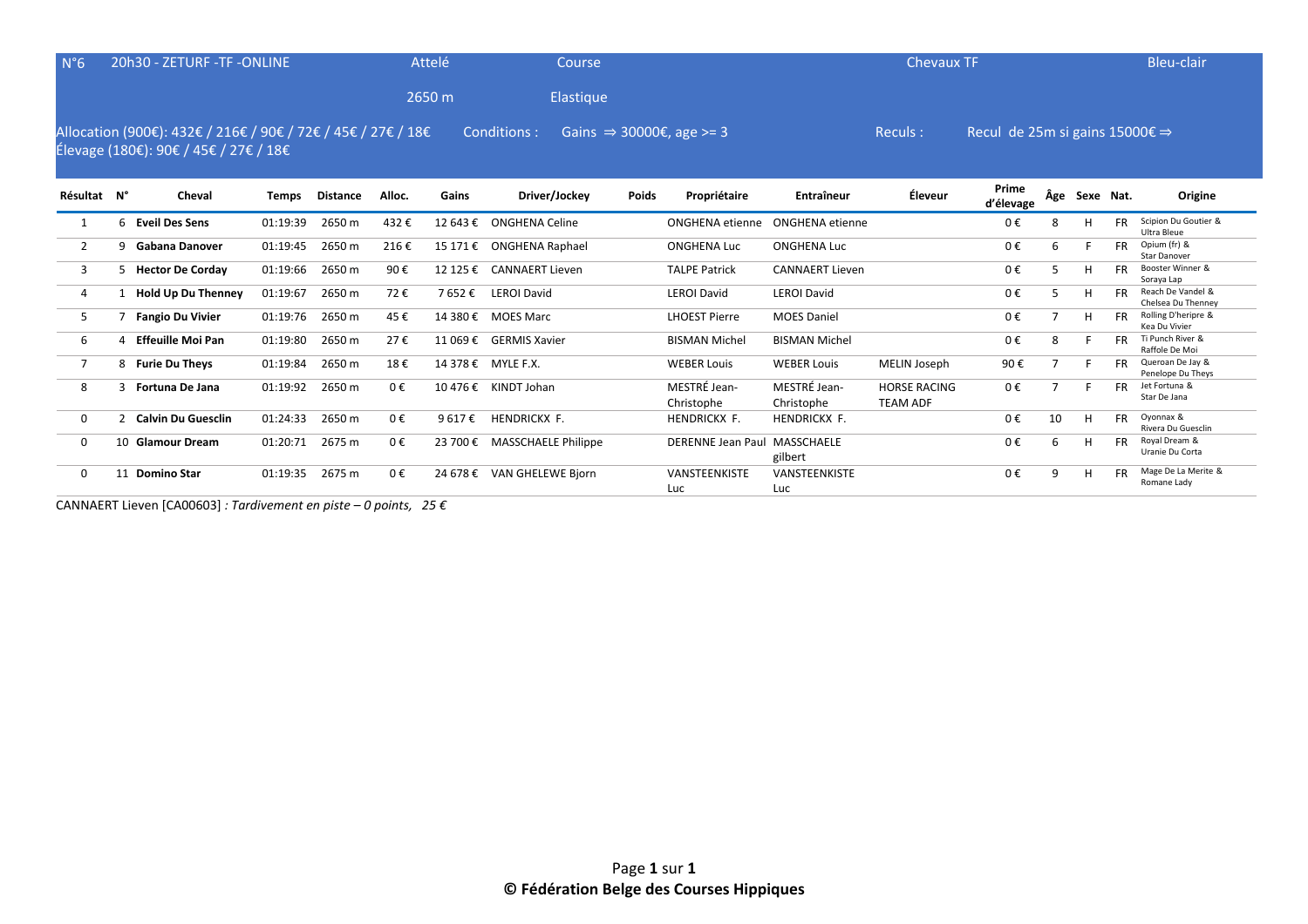| N°6 | 20h30 - ZETURF -TF -ONLINE | Attelé | Course | Chevaux TF | Bleu-clair |
|---|---|---|---|---|---|
| | | 2650 m | Elastique | | |

Allocation (900€): 432€ / 216€ / 90€ / 72€ / 45€ / 27€ / 18€
Élevage (180€): 90€ / 45€ / 27€ / 18€

Conditions : Gains ⇒ 30000€, age >= 3

Reculs : Recul de 25m si gains 15000€ ⇒

| Résultat | N° | Cheval | Temps | Distance | Alloc. | Gains | Driver/Jockey | Poids | Propriétaire | Entraîneur | Éleveur | Prime d'élevage | Âge | Sexe | Nat. | Origine |
|---|---|---|---|---|---|---|---|---|---|---|---|---|---|---|---|---|
| 1 | 6 | **Eveil Des Sens** | 01:19:39 | 2650 m | 432 € | 12 643 € | ONGHENA Celine | | ONGHENA etienne | ONGHENA etienne | | 0 € | 8 | H | FR | Scipion Du Goutier & Ultra Bleue |
| 2 | 9 | **Gabana Danover** | 01:19:45 | 2650 m | 216 € | 15 171 € | ONGHENA Raphael | | ONGHENA Luc | ONGHENA Luc | | 0 € | 6 | F | FR | Opium (fr) & Star Danover |
| 3 | 5 | **Hector De Corday** | 01:19:66 | 2650 m | 90 € | 12 125 € | CANNAERT Lieven | | TALPE Patrick | CANNAERT Lieven | | 0 € | 5 | H | FR | Booster Winner & Soraya Lap |
| 4 | 1 | **Hold Up Du Thenney** | 01:19:67 | 2650 m | 72 € | 7 652 € | LEROI David | | LEROI David | LEROI David | | 0 € | 5 | H | FR | Reach De Vandel & Chelsea Du Thenney |
| 5 | 7 | **Fangio Du Vivier** | 01:19:76 | 2650 m | 45 € | 14 380 € | MOES Marc | | LHOEST Pierre | MOES Daniel | | 0 € | 7 | H | FR | Rolling D'heripre & Kea Du Vivier |
| 6 | 4 | **Effeuille Moi Pan** | 01:19:80 | 2650 m | 27 € | 11 069 € | GERMIS Xavier | | BISMAN Michel | BISMAN Michel | | 0 € | 8 | F | FR | Ti Punch River & Raffole De Moi |
| 7 | 8 | **Furie Du Theys** | 01:19:84 | 2650 m | 18 € | 14 378 € | MYLE F.X. | | WEBER Louis | WEBER Louis | MELIN Joseph | 90 € | 7 | F | FR | Queroan De Jay & Penelope Du Theys |
| 8 | 3 | **Fortuna De Jana** | 01:19:92 | 2650 m | 0 € | 10 476 € | KINDT Johan | | MESTRÉ Jean-Christophe | MESTRÉ Jean-Christophe | HORSE RACING TEAM ADF | 0 € | 7 | F | FR | Jet Fortuna & Star De Jana |
| 0 | 2 | **Calvin Du Guesclin** | 01:24:33 | 2650 m | 0 € | 9 617 € | HENDRICKX F. | | HENDRICKX F. | HENDRICKX F. | | 0 € | 10 | H | FR | Oyonnax & Rivera Du Guesclin |
| 0 | 10 | **Glamour Dream** | 01:20:71 | 2675 m | 0 € | 23 700 € | MASSCHAELE Philippe | | DERENNE Jean Paul | MASSCHAELE gilbert | | 0 € | 6 | H | FR | Royal Dream & Uranie Du Corta |
| 0 | 11 | **Domino Star** | 01:19:35 | 2675 m | 0 € | 24 678 € | VAN GHELEWE Bjorn | | VANSTEENKISTE Luc | VANSTEENKISTE Luc | | 0 € | 9 | H | FR | Mage De La Merite & Romane Lady |

CANNAERT Lieven [CA00603] *: Tardivement en piste – 0 points, 25 €*

**© Fédération Belge des Courses Hippiques**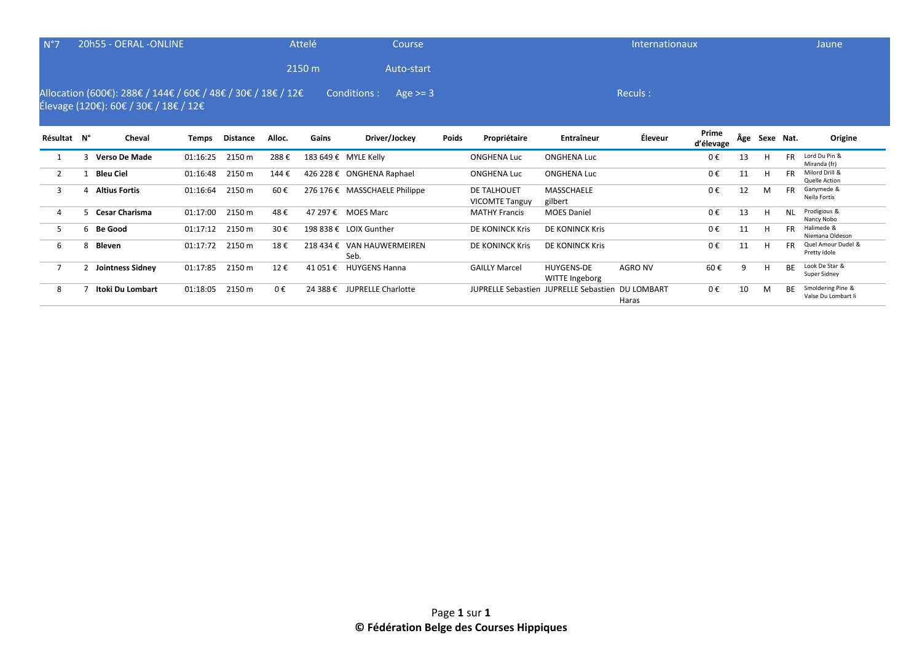| N°7 | 20h55 - OERAL -ONLINE | Attelé | Course | Internationaux | Jaune |
|---|---|---|---|---|---|
| | | 2150 m | Auto-start | | |

Allocation (600€): 288€ / 144€ / 60€ / 48€ / 30€ / 18€ / 12€ Conditions : Age >= 3 Reculs :
Élevage (120€): 60€ / 30€ / 18€ / 12€

| Résultat | N° | Cheval | Temps | Distance | Alloc. | Gains | Driver/Jockey | Poids | Propriétaire | Entraîneur | Éleveur | Prime d'élevage | Âge | Sexe | Nat. | Origine |
|---|---|---|---|---|---|---|---|---|---|---|---|---|---|---|---|---|
| 1 | 3 | **Verso De Made** | 01:16:25 | 2150 m | 288 € | 183 649 € | MYLE Kelly | | ONGHENA Luc | ONGHENA Luc | | 0 € | 13 | H | FR | Lord Du Pin & Miranda (fr) |
| 2 | 1 | **Bleu Ciel** | 01:16:48 | 2150 m | 144 € | 426 228 € | ONGHENA Raphael | | ONGHENA Luc | ONGHENA Luc | | 0 € | 11 | H | FR | Milord Drill & Quelle Action |
| 3 | 4 | **Altius Fortis** | 01:16:64 | 2150 m | 60 € | 276 176 € | MASSCHAELE Philippe | | DE TALHOUET VICOMTE Tanguy | MASSCHAELE gilbert | | 0 € | 12 | M | FR | Ganymede & Neila Fortis |
| 4 | 5 | **Cesar Charisma** | 01:17:00 | 2150 m | 48 € | 47 297 € | MOES Marc | | MATHY Francis | MOES Daniel | | 0 € | 13 | H | NL | Prodigious & Nancy Nobo |
| 5 | 6 | **Be Good** | 01:17:12 | 2150 m | 30 € | 198 838 € | LOIX Gunther | | DE KONINCK Kris | DE KONINCK Kris | | 0 € | 11 | H | FR | Halimede & Niemana Oldeson |
| 6 | 8 | **Bleven** | 01:17:72 | 2150 m | 18 € | 218 434 € | VAN HAUWERMEIREN Seb. | | DE KONINCK Kris | DE KONINCK Kris | | 0 € | 11 | H | FR | Quel Amour Dudel & Pretty Idole |
| 7 | 2 | **Jointness Sidney** | 01:17:85 | 2150 m | 12 € | 41 051 € | HUYGENS Hanna | | GAILLY Marcel | HUYGENS-DE WITTE Ingeborg | AGRO NV | 60 € | 9 | H | BE | Look De Star & Super Sidney |
| 8 | 7 | **Itoki Du Lombart** | 01:18:05 | 2150 m | 0 € | 24 388 € | JUPRELLE Charlotte | | JUPRELLE Sebastien | JUPRELLE Sebastien | DU LOMBART Haras | 0 € | 10 | M | BE | Smoldering Pine & Valse Du Lombart Ii |

**© Fédération Belge des Courses Hippiques**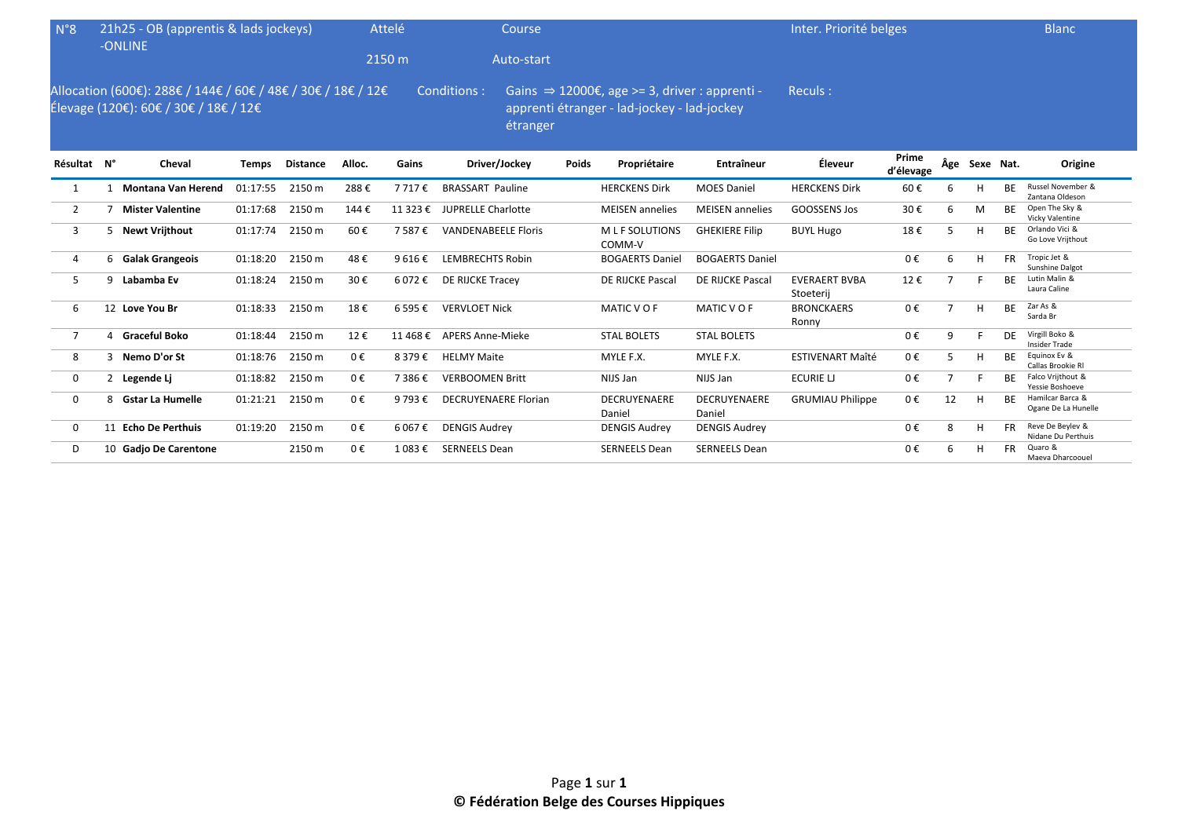| N°8 | 21h25 - OB (apprentis & lads jockeys) -ONLINE | Attelé | Course | Inter. Priorité belges | Blanc |
|---|---|---|---|---|---|
| | | 2150 m | Auto-start | | |

Allocation (600€): 288€ / 144€ / 60€ / 48€ / 30€ / 18€ / 12€
Élevage (120€): 60€ / 30€ / 18€ / 12€

Conditions : Gains ⇒ 12000€, age >= 3, driver : apprenti - apprenti étranger - lad-jockey - lad-jockey étranger

Reculs :

| Résultat | N° | Cheval | Temps | Distance | Alloc. | Gains | Driver/Jockey | Poids | Propriétaire | Entraîneur | Éleveur | Prime d'élevage | Âge | Sexe | Nat. | Origine |
|---|---|---|---|---|---|---|---|---|---|---|---|---|---|---|---|---|
| 1 | 1 | **Montana Van Herend** | 01:17:55 | 2150 m | 288 € | 7 717 € | BRASSART Pauline | | HERCKENS Dirk | MOES Daniel | HERCKENS Dirk | 60 € | 6 | H | BE | Russel November & Zantana Oldeson |
| 2 | 7 | **Mister Valentine** | 01:17:68 | 2150 m | 144 € | 11 323 € | JUPRELLE Charlotte | | MEISEN annelies | MEISEN annelies | GOOSSENS Jos | 30 € | 6 | M | BE | Open The Sky & Vicky Valentine |
| 3 | 5 | **Newt Vrijthout** | 01:17:74 | 2150 m | 60 € | 7 587 € | VANDENABEELE Floris | | M L F SOLUTIONS COMM-V | GHEKIERE Filip | BUYL Hugo | 18 € | 5 | H | BE | Orlando Vici & Go Love Vrijthout |
| 4 | 6 | **Galak Grangeois** | 01:18:20 | 2150 m | 48 € | 9 616 € | LEMBRECHTS Robin | | BOGAERTS Daniel | BOGAERTS Daniel | | 0 € | 6 | H | FR | Tropic Jet & Sunshine Dalgot |
| 5 | 9 | **Labamba Ev** | 01:18:24 | 2150 m | 30 € | 6 072 € | DE RIJCKE Tracey | | DE RIJCKE Pascal | DE RIJCKE Pascal | EVERAERT BVBA Stoeterij | 12 € | 7 | F | BE | Lutin Malin & Laura Caline |
| 6 | 12 | **Love You Br** | 01:18:33 | 2150 m | 18 € | 6 595 € | VERVLOET Nick | | MATIC V O F | MATIC V O F | BRONCKAERS Ronny | 0 € | 7 | H | BE | Zar As & Sarda Br |
| 7 | 4 | **Graceful Boko** | 01:18:44 | 2150 m | 12 € | 11 468 € | APERS Anne-Mieke | | STAL BOLETS | STAL BOLETS | | 0 € | 9 | F | DE | Virgill Boko & Insider Trade |
| 8 | 3 | **Nemo D'or St** | 01:18:76 | 2150 m | 0 € | 8 379 € | HELMY Maite | | MYLE F.X. | MYLE F.X. | ESTIVENART Maïté | 0 € | 5 | H | BE | Equinox Ev & Callas Brookie Rl |
| 0 | 2 | **Legende Lj** | 01:18:82 | 2150 m | 0 € | 7 386 € | VERBOOMEN Britt | | NIJS Jan | NIJS Jan | ECURIE LJ | 0 € | 7 | F | BE | Falco Vrijthout & Yessie Boshoeve |
| 0 | 8 | **Gstar La Humelle** | 01:21:21 | 2150 m | 0 € | 9 793 € | DECRUYENAERE Florian | | DECRUYENAERE Daniel | DECRUYENAERE Daniel | GRUMIAU Philippe | 0 € | 12 | H | BE | Hamilcar Barca & Ogane De La Hunelle |
| 0 | 11 | **Echo De Perthuis** | 01:19:20 | 2150 m | 0 € | 6 067 € | DENGIS Audrey | | DENGIS Audrey | DENGIS Audrey | | 0 € | 8 | H | FR | Reve De Beylev & Nidane Du Perthuis |
| D | 10 | **Gadjo De Carentone** | | 2150 m | 0 € | 1 083 € | SERNEELS Dean | | SERNEELS Dean | SERNEELS Dean | | 0 € | 6 | H | FR | Quaro & Maeva Dharcoouel |

**© Fédération Belge des Courses Hippiques**